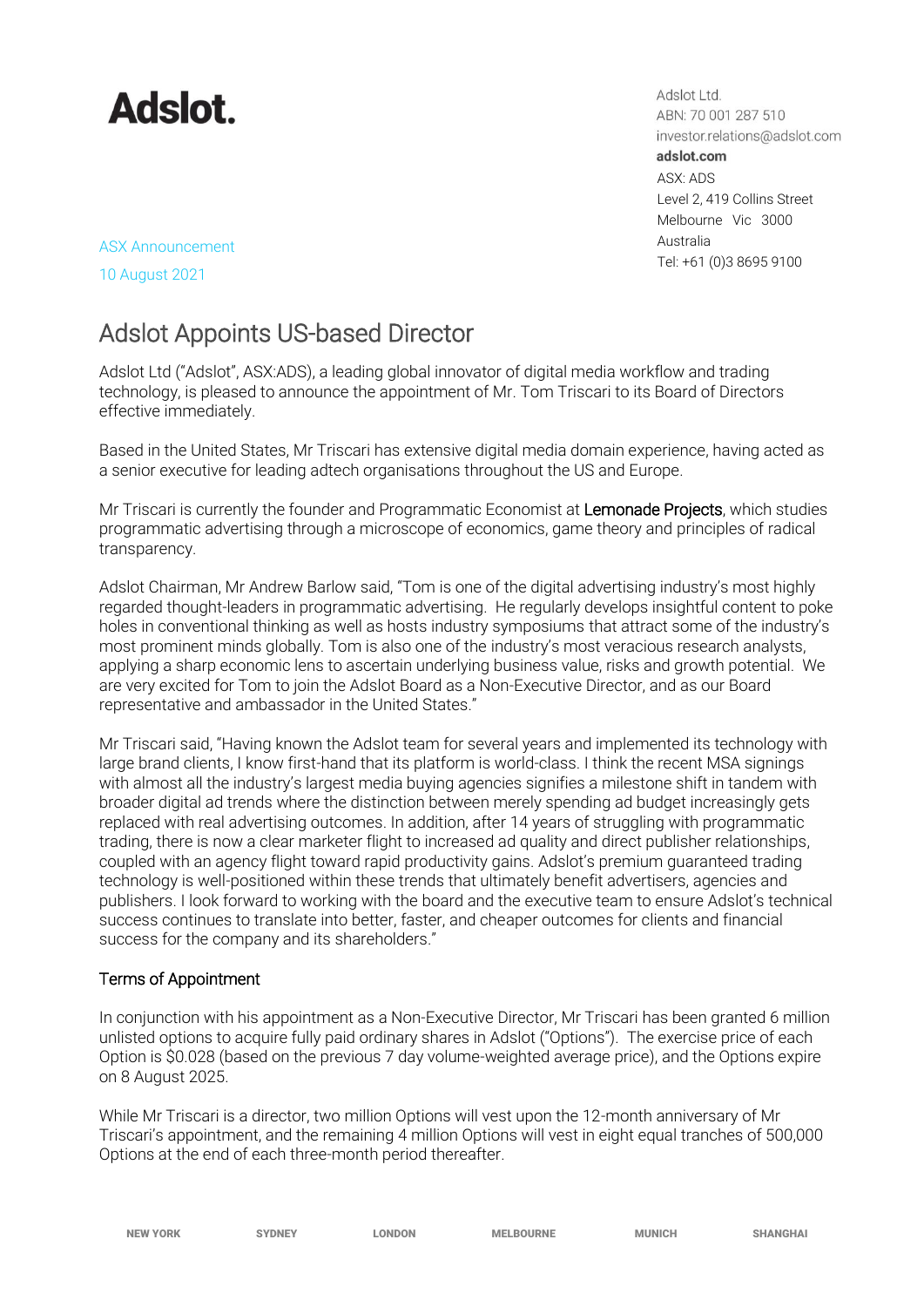# Adslot.

Adslot Ltd.
ABN: 70 001 287 510
investor.relations@adslot.com
**adslot.com**
ASX: ADS
Level 2, 419 Collins Street
Melbourne Vic 3000
Australia
Tel: +61 (0)3 8695 9100

ASX Announcement

10 August 2021

# Adslot Appoints US-based Director

Adslot Ltd ("Adslot", ASX:ADS), a leading global innovator of digital media workflow and trading technology, is pleased to announce the appointment of Mr. Tom Triscari to its Board of Directors effective immediately.

Based in the United States, Mr Triscari has extensive digital media domain experience, having acted as a senior executive for leading adtech organisations throughout the US and Europe.

Mr Triscari is currently the founder and Programmatic Economist at Lemonade Projects, which studies programmatic advertising through a microscope of economics, game theory and principles of radical transparency.

Adslot Chairman, Mr Andrew Barlow said, "Tom is one of the digital advertising industry's most highly regarded thought-leaders in programmatic advertising. He regularly develops insightful content to poke holes in conventional thinking as well as hosts industry symposiums that attract some of the industry's most prominent minds globally. Tom is also one of the industry's most veracious research analysts, applying a sharp economic lens to ascertain underlying business value, risks and growth potential. We are very excited for Tom to join the Adslot Board as a Non-Executive Director, and as our Board representative and ambassador in the United States."

Mr Triscari said, "Having known the Adslot team for several years and implemented its technology with large brand clients, I know first-hand that its platform is world-class. I think the recent MSA signings with almost all the industry's largest media buying agencies signifies a milestone shift in tandem with broader digital ad trends where the distinction between merely spending ad budget increasingly gets replaced with real advertising outcomes. In addition, after 14 years of struggling with programmatic trading, there is now a clear marketer flight to increased ad quality and direct publisher relationships, coupled with an agency flight toward rapid productivity gains. Adslot's premium guaranteed trading technology is well-positioned within these trends that ultimately benefit advertisers, agencies and publishers. I look forward to working with the board and the executive team to ensure Adslot's technical success continues to translate into better, faster, and cheaper outcomes for clients and financial success for the company and its shareholders."

## Terms of Appointment

In conjunction with his appointment as a Non-Executive Director, Mr Triscari has been granted 6 million unlisted options to acquire fully paid ordinary shares in Adslot ("Options"). The exercise price of each Option is $0.028 (based on the previous 7 day volume-weighted average price), and the Options expire on 8 August 2025.

While Mr Triscari is a director, two million Options will vest upon the 12-month anniversary of Mr Triscari's appointment, and the remaining 4 million Options will vest in eight equal tranches of 500,000 Options at the end of each three-month period thereafter.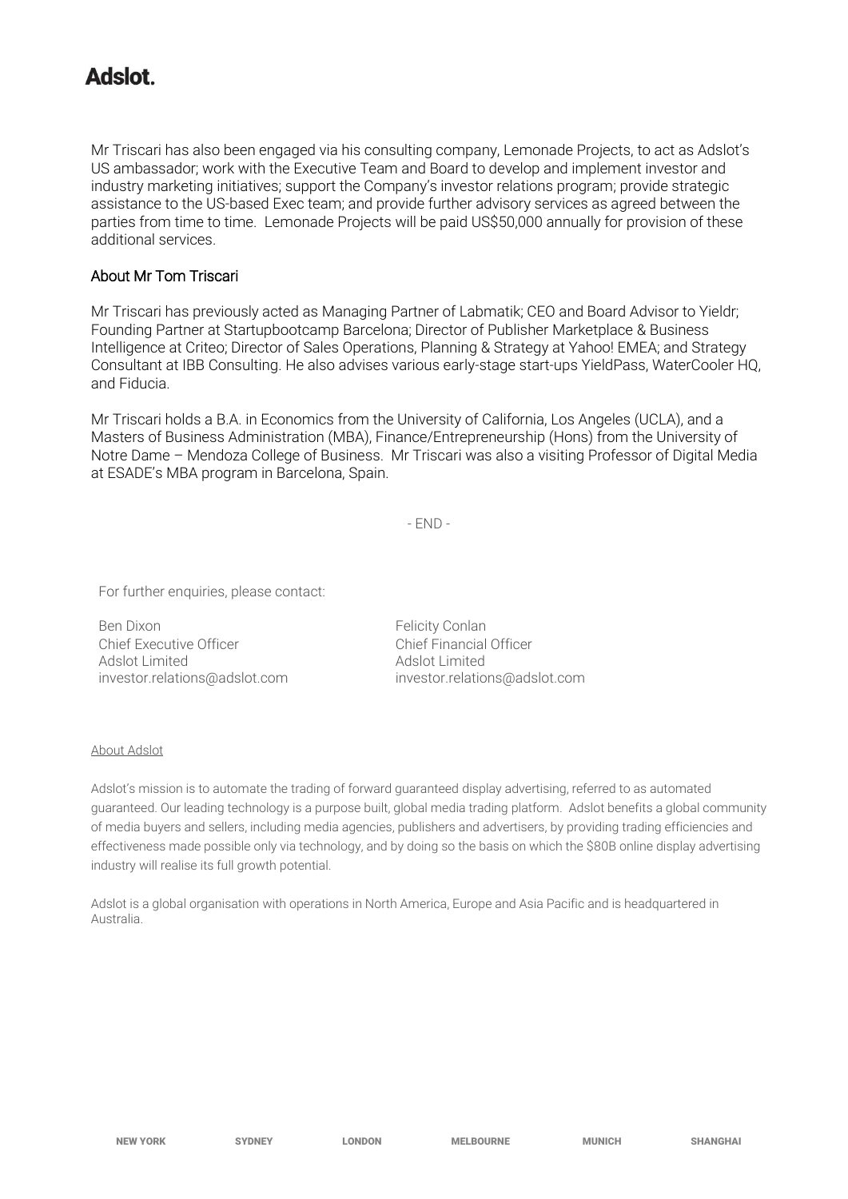Mr Triscari has also been engaged via his consulting company, Lemonade Projects, to act as Adslot's US ambassador; work with the Executive Team and Board to develop and implement investor and industry marketing initiatives; support the Company's investor relations program; provide strategic assistance to the US-based Exec team; and provide further advisory services as agreed between the parties from time to time. Lemonade Projects will be paid US$50,000 annually for provision of these additional services.

## About Mr Tom Triscari

Mr Triscari has previously acted as Managing Partner of Labmatik; CEO and Board Advisor to Yieldr; Founding Partner at Startupbootcamp Barcelona; Director of Publisher Marketplace & Business Intelligence at Criteo; Director of Sales Operations, Planning & Strategy at Yahoo! EMEA; and Strategy Consultant at IBB Consulting. He also advises various early-stage start-ups YieldPass, WaterCooler HQ, and Fiducia.

Mr Triscari holds a B.A. in Economics from the University of California, Los Angeles (UCLA), and a Masters of Business Administration (MBA), Finance/Entrepreneurship (Hons) from the University of Notre Dame – Mendoza College of Business. Mr Triscari was also a visiting Professor of Digital Media at ESADE's MBA program in Barcelona, Spain.

- END -

For further enquiries, please contact:

Ben Dixon
Chief Executive Officer
Adslot Limited
investor.relations@adslot.com

Felicity Conlan
Chief Financial Officer
Adslot Limited
investor.relations@adslot.com

About Adslot

Adslot's mission is to automate the trading of forward guaranteed display advertising, referred to as automated guaranteed. Our leading technology is a purpose built, global media trading platform. Adslot benefits a global community of media buyers and sellers, including media agencies, publishers and advertisers, by providing trading efficiencies and effectiveness made possible only via technology, and by doing so the basis on which the $80B online display advertising industry will realise its full growth potential.

Adslot is a global organisation with operations in North America, Europe and Asia Pacific and is headquartered in Australia.